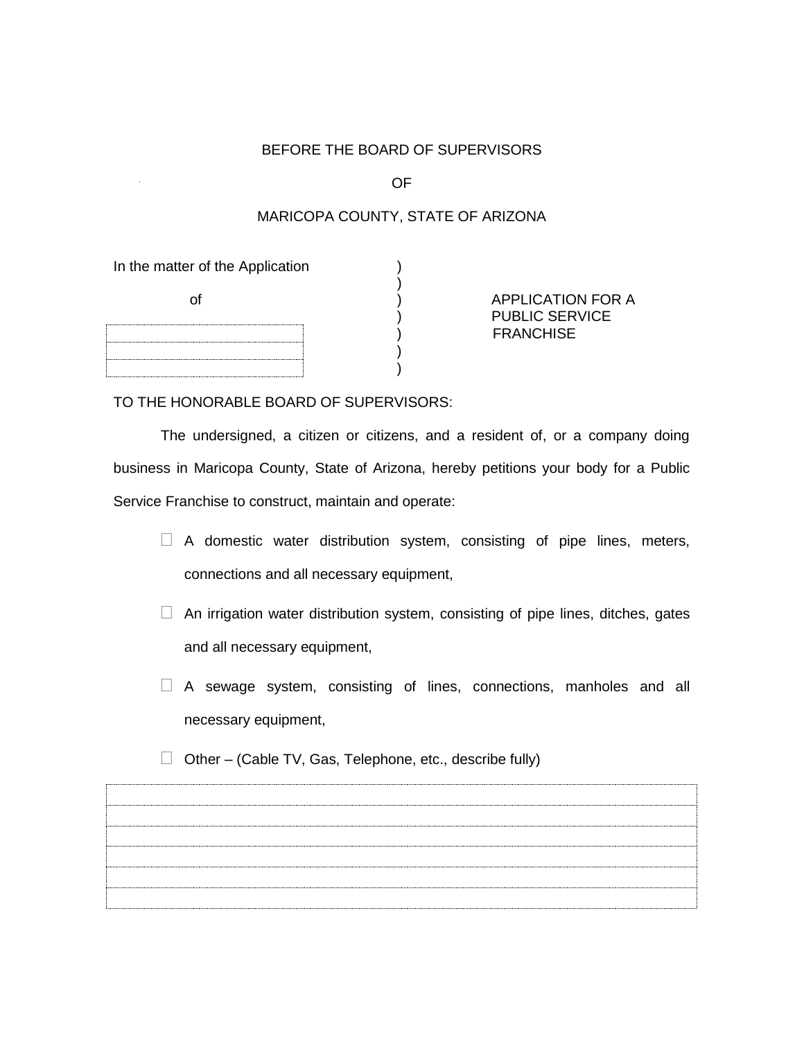BEFORE THE BOARD OF SUPERVISORS

OF

MARICOPA COUNTY, STATE OF ARIZONA

| In the matter of the Application | ) | |
|---|---|---|
| | ) | |
| of | ) | APPLICATION FOR A |
| | ) | PUBLIC SERVICE |
| | ) | FRANCHISE |
| | ) | |
| | ) | |

TO THE HONORABLE BOARD OF SUPERVISORS:

The undersigned, a citizen or citizens, and a resident of, or a company doing business in Maricopa County, State of Arizona, hereby petitions your body for a Public Service Franchise to construct, maintain and operate:

- ☐ A domestic water distribution system, consisting of pipe lines, meters, connections and all necessary equipment,
- ☐ An irrigation water distribution system, consisting of pipe lines, ditches, gates and all necessary equipment,
- ☐ A sewage system, consisting of lines, connections, manholes and all necessary equipment,
- ☐ Other – (Cable TV, Gas, Telephone, etc., describe fully)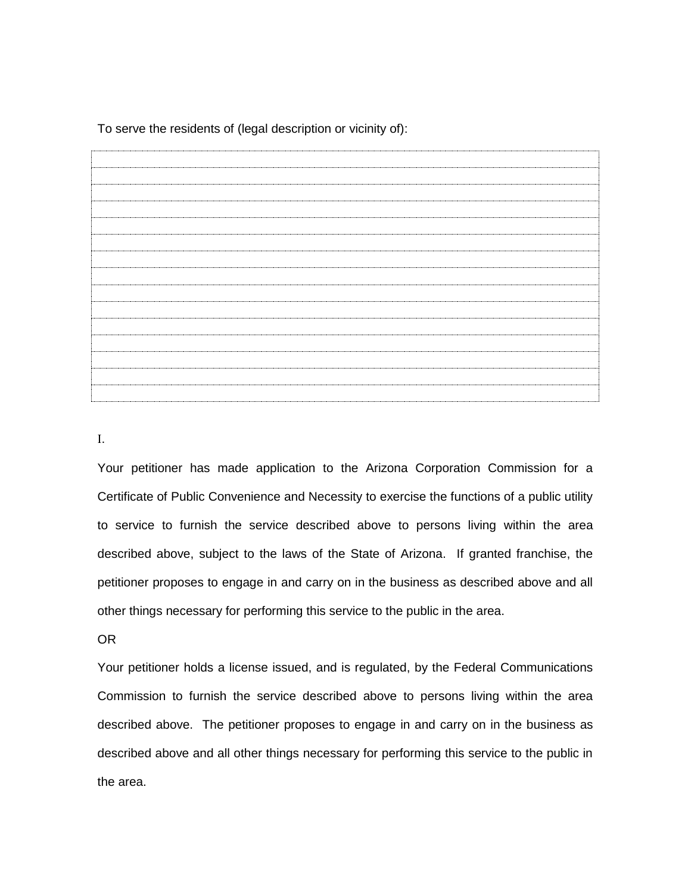To serve the residents of (legal description or vicinity of):

| |
|---|
| |
| |
| |
| |
| |
| |
| |
| |
| |
| |
| |
| |
| |
| |

I.

Your petitioner has made application to the Arizona Corporation Commission for a Certificate of Public Convenience and Necessity to exercise the functions of a public utility to service to furnish the service described above to persons living within the area described above, subject to the laws of the State of Arizona. If granted franchise, the petitioner proposes to engage in and carry on in the business as described above and all other things necessary for performing this service to the public in the area.

OR

Your petitioner holds a license issued, and is regulated, by the Federal Communications Commission to furnish the service described above to persons living within the area described above. The petitioner proposes to engage in and carry on in the business as described above and all other things necessary for performing this service to the public in the area.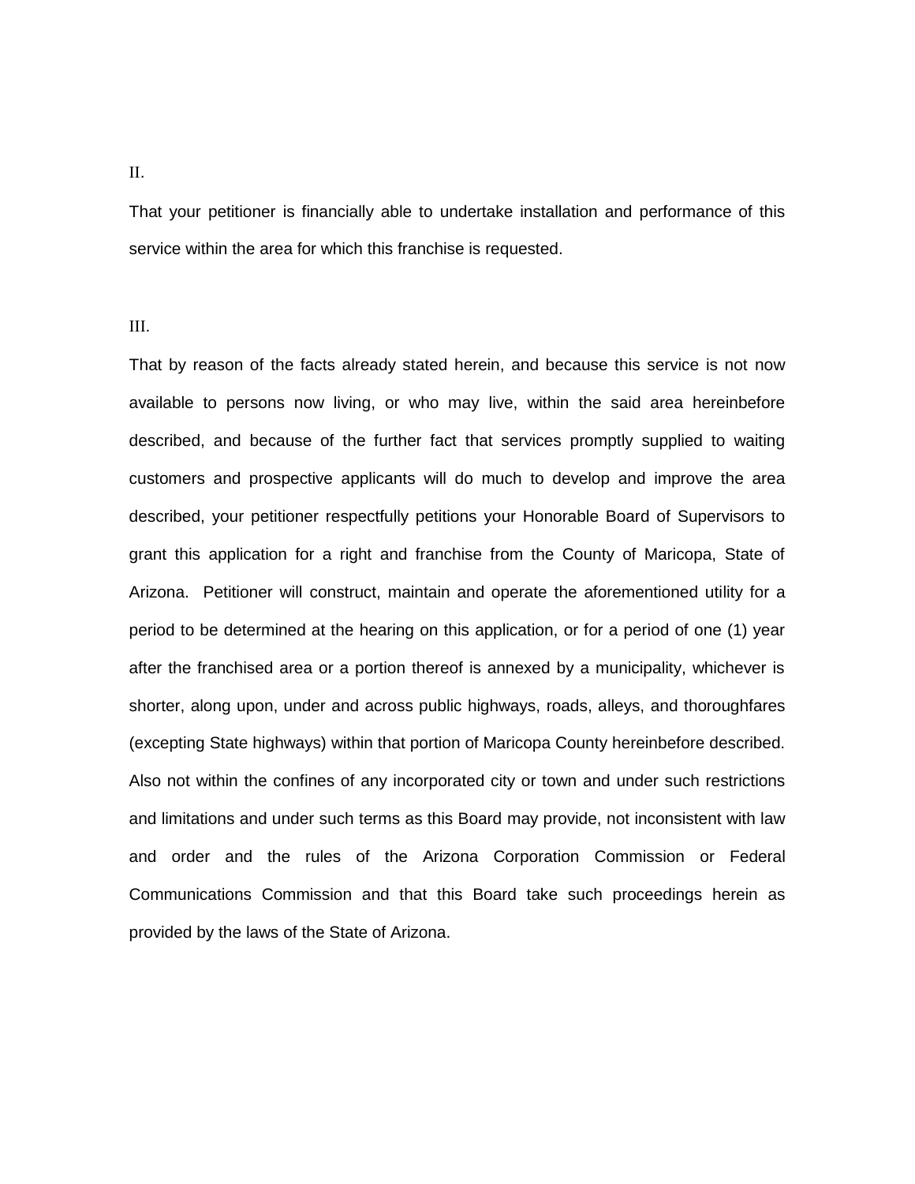II.

That your petitioner is financially able to undertake installation and performance of this service within the area for which this franchise is requested.

III.

That by reason of the facts already stated herein, and because this service is not now available to persons now living, or who may live, within the said area hereinbefore described, and because of the further fact that services promptly supplied to waiting customers and prospective applicants will do much to develop and improve the area described, your petitioner respectfully petitions your Honorable Board of Supervisors to grant this application for a right and franchise from the County of Maricopa, State of Arizona. Petitioner will construct, maintain and operate the aforementioned utility for a period to be determined at the hearing on this application, or for a period of one (1) year after the franchised area or a portion thereof is annexed by a municipality, whichever is shorter, along upon, under and across public highways, roads, alleys, and thoroughfares (excepting State highways) within that portion of Maricopa County hereinbefore described. Also not within the confines of any incorporated city or town and under such restrictions and limitations and under such terms as this Board may provide, not inconsistent with law and order and the rules of the Arizona Corporation Commission or Federal Communications Commission and that this Board take such proceedings herein as provided by the laws of the State of Arizona.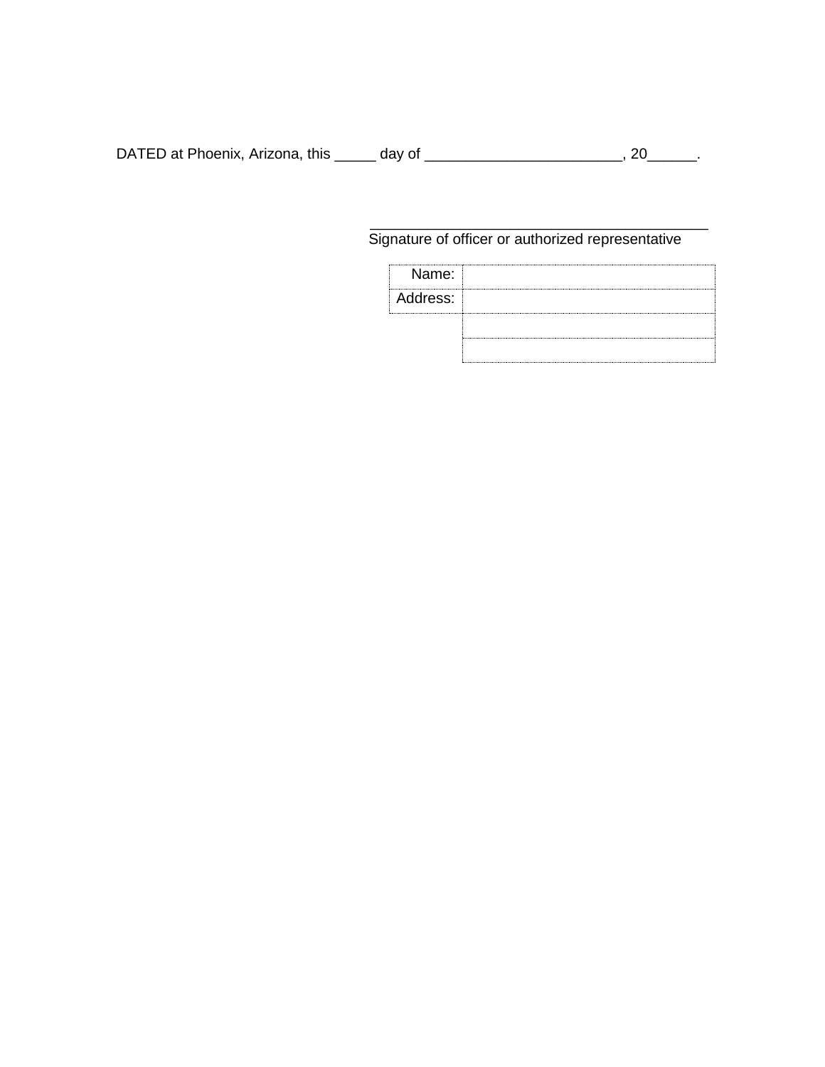DATED at Phoenix, Arizona, this _____ day of ________________________, 20______.

_________________________________________
Signature of officer or authorized representative

| | |
|---|---|
| Name: | |
| Address: | |
| | |
| | |